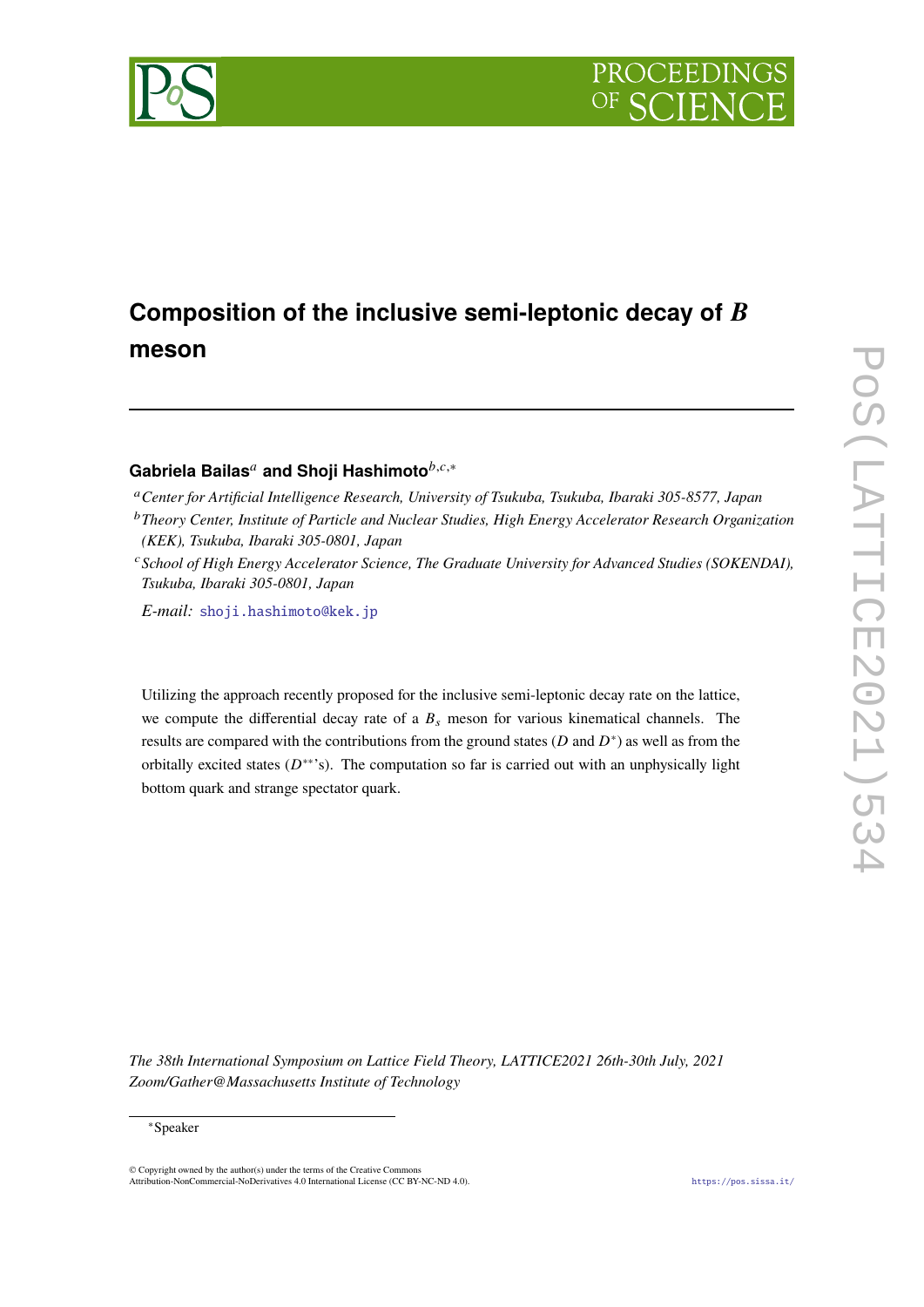# Composition of the inclusive semi-leptonic decay of $B$ meson

**Gabriela Bailas**[a] **and Shoji Hashimoto**[b,c,*]

[a] *Center for Artificial Intelligence Research, University of Tsukuba, Tsukuba, Ibaraki 305-8577, Japan*

[b] *Theory Center, Institute of Particle and Nuclear Studies, High Energy Accelerator Research Organization (KEK), Tsukuba, Ibaraki 305-0801, Japan*

[c] *School of High Energy Accelerator Science, The Graduate University for Advanced Studies (SOKENDAI), Tsukuba, Ibaraki 305-0801, Japan*

*E-mail:* shoji.hashimoto@kek.jp

Utilizing the approach recently proposed for the inclusive semi-leptonic decay rate on the lattice, we compute the differential decay rate of a $B_s$ meson for various kinematical channels. The results are compared with the contributions from the ground states ($D$ and $D^*$) as well as from the orbitally excited states ($D^{**}$'s). The computation so far is carried out with an unphysically light bottom quark and strange spectator quark.

*The 38th International Symposium on Lattice Field Theory, LATTICE2021 26th-30th July, 2021*
*Zoom/Gather@Massachusetts Institute of Technology*

*Speaker

© Copyright owned by the author(s) under the terms of the Creative Commons Attribution-NonCommercial-NoDerivatives 4.0 International License (CC BY-NC-ND 4.0).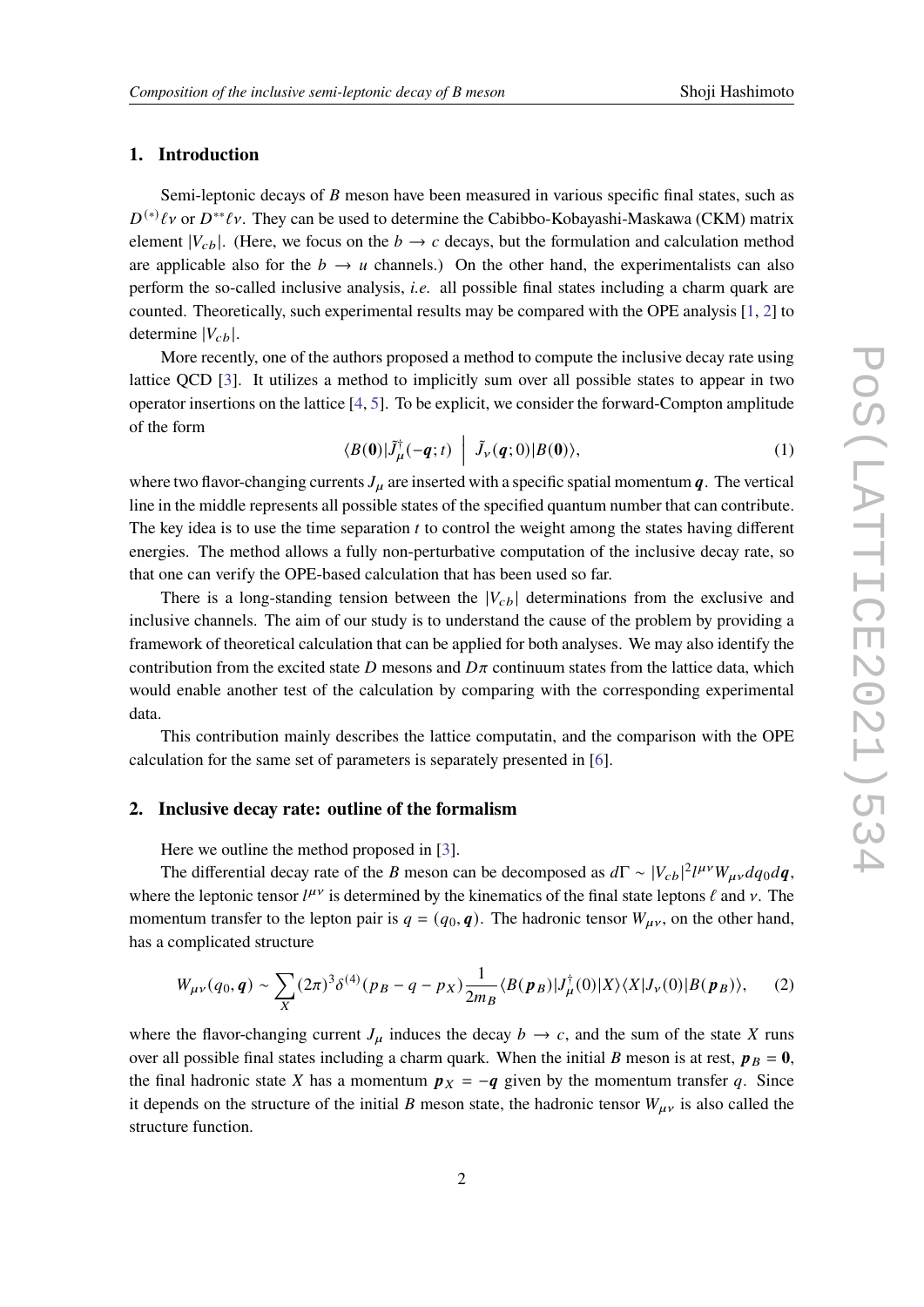## 1. Introduction

Semi-leptonic decays of $B$ meson have been measured in various specific final states, such as $D^{(*)}\ell\nu$ or $D^{**}\ell\nu$. They can be used to determine the Cabibbo-Kobayashi-Maskawa (CKM) matrix element $|V_{cb}|$. (Here, we focus on the $b \to c$ decays, but the formulation and calculation method are applicable also for the $b \to u$ channels.) On the other hand, the experimentalists can also perform the so-called inclusive analysis, *i.e.* all possible final states including a charm quark are counted. Theoretically, such experimental results may be compared with the OPE analysis [1, 2] to determine $|V_{cb}|$.

More recently, one of the authors proposed a method to compute the inclusive decay rate using lattice QCD [3]. It utilizes a method to implicitly sum over all possible states to appear in two operator insertions on the lattice [4, 5]. To be explicit, we consider the forward-Compton amplitude of the form

$$\langle B(\mathbf{0})|\tilde{J}_\mu^\dagger(-\boldsymbol{q};t) \;\Big|\; \tilde{J}_\nu(\boldsymbol{q};0)|B(\mathbf{0})\rangle, \tag{1}$$

where two flavor-changing currents $J_\mu$ are inserted with a specific spatial momentum $\boldsymbol{q}$. The vertical line in the middle represents all possible states of the specified quantum number that can contribute. The key idea is to use the time separation $t$ to control the weight among the states having different energies. The method allows a fully non-perturbative computation of the inclusive decay rate, so that one can verify the OPE-based calculation that has been used so far.

There is a long-standing tension between the $|V_{cb}|$ determinations from the exclusive and inclusive channels. The aim of our study is to understand the cause of the problem by providing a framework of theoretical calculation that can be applied for both analyses. We may also identify the contribution from the excited state $D$ mesons and $D\pi$ continuum states from the lattice data, which would enable another test of the calculation by comparing with the corresponding experimental data.

This contribution mainly describes the lattice computatin, and the comparison with the OPE calculation for the same set of parameters is separately presented in [6].

## 2. Inclusive decay rate: outline of the formalism

Here we outline the method proposed in [3].

The differential decay rate of the $B$ meson can be decomposed as $d\Gamma \sim |V_{cb}|^2 l^{\mu\nu} W_{\mu\nu} dq_0 d\boldsymbol{q}$, where the leptonic tensor $l^{\mu\nu}$ is determined by the kinematics of the final state leptons $\ell$ and $\nu$. The momentum transfer to the lepton pair is $q = (q_0, \boldsymbol{q})$. The hadronic tensor $W_{\mu\nu}$, on the other hand, has a complicated structure

$$W_{\mu\nu}(q_0, \boldsymbol{q}) \sim \sum_X (2\pi)^3 \delta^{(4)}(p_B - q - p_X) \frac{1}{2m_B} \langle B(\boldsymbol{p}_B)|J_\mu^\dagger(0)|X\rangle\langle X|J_\nu(0)|B(\boldsymbol{p}_B)\rangle, \tag{2}$$

where the flavor-changing current $J_\mu$ induces the decay $b \to c$, and the sum of the state $X$ runs over all possible final states including a charm quark. When the initial $B$ meson is at rest, $\boldsymbol{p}_B = \mathbf{0}$, the final hadronic state $X$ has a momentum $\boldsymbol{p}_X = -\boldsymbol{q}$ given by the momentum transfer $q$. Since it depends on the structure of the initial $B$ meson state, the hadronic tensor $W_{\mu\nu}$ is also called the structure function.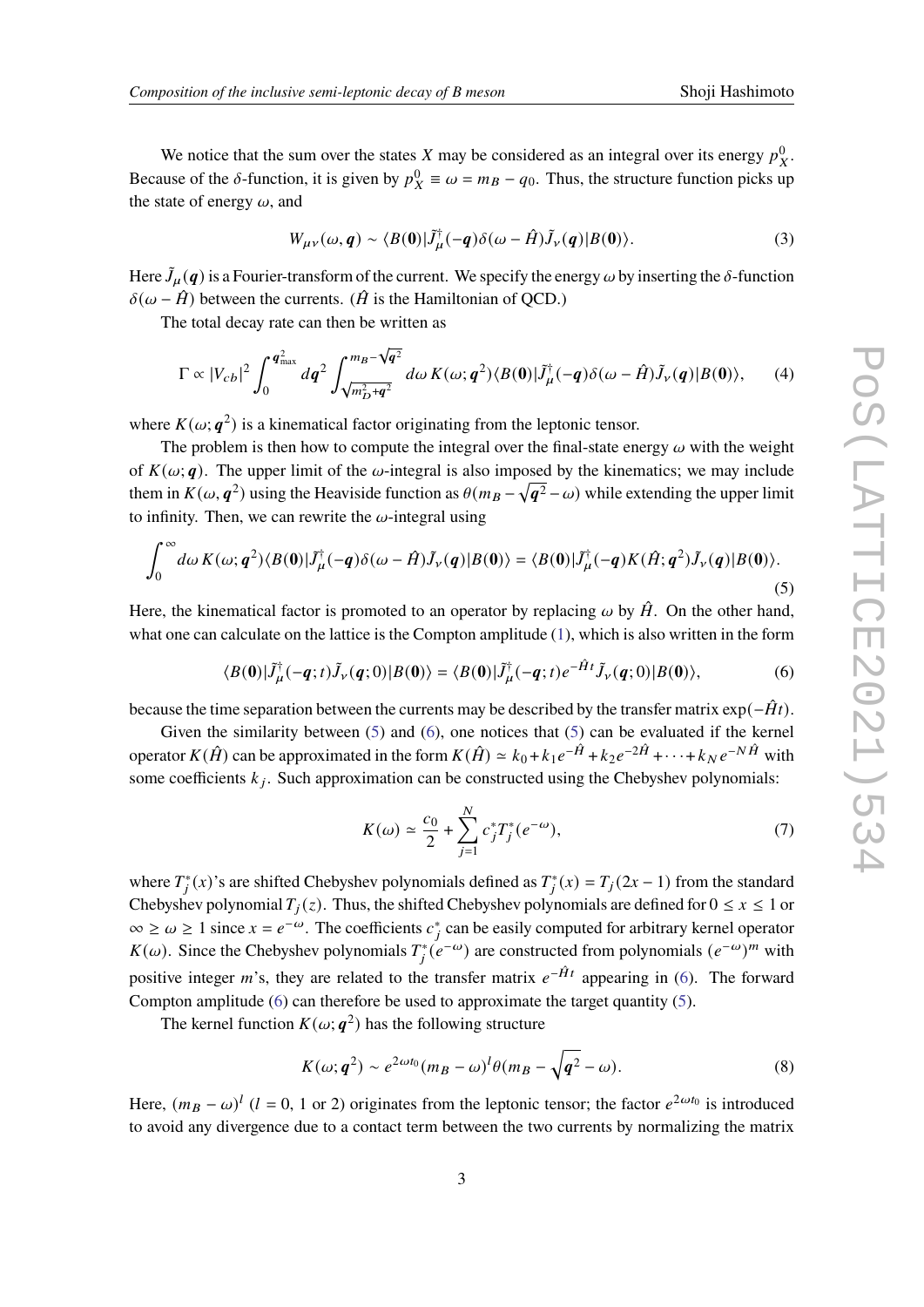We notice that the sum over the states $X$ may be considered as an integral over its energy $p_X^0$. Because of the $\delta$-function, it is given by $p_X^0 \equiv \omega = m_B - q_0$. Thus, the structure function picks up the state of energy $\omega$, and

$$W_{\mu\nu}(\omega, \boldsymbol{q}) \sim \langle B(\boldsymbol{0})|\tilde{J}_\mu^\dagger(-\boldsymbol{q})\delta(\omega - \hat{H})\tilde{J}_\nu(\boldsymbol{q})|B(\boldsymbol{0})\rangle. \tag{3}$$

Here $\tilde{J}_\mu(\boldsymbol{q})$ is a Fourier-transform of the current. We specify the energy $\omega$ by inserting the $\delta$-function $\delta(\omega - \hat{H})$ between the currents. ($\hat{H}$ is the Hamiltonian of QCD.)

The total decay rate can then be written as

$$\Gamma \propto |V_{cb}|^2 \int_0^{\boldsymbol{q}^2_{\max}} d\boldsymbol{q}^2 \int_{\sqrt{m_D^2+\boldsymbol{q}^2}}^{m_B-\sqrt{\boldsymbol{q}^2}} d\omega\, K(\omega; \boldsymbol{q}^2)\langle B(\boldsymbol{0})|\tilde{J}_\mu^\dagger(-\boldsymbol{q})\delta(\omega - \hat{H})\tilde{J}_\nu(\boldsymbol{q})|B(\boldsymbol{0})\rangle, \tag{4}$$

where $K(\omega; \boldsymbol{q}^2)$ is a kinematical factor originating from the leptonic tensor.

The problem is then how to compute the integral over the final-state energy $\omega$ with the weight of $K(\omega; \boldsymbol{q})$. The upper limit of the $\omega$-integral is also imposed by the kinematics; we may include them in $K(\omega, \boldsymbol{q}^2)$ using the Heaviside function as $\theta(m_B - \sqrt{\boldsymbol{q}^2} - \omega)$ while extending the upper limit to infinity. Then, we can rewrite the $\omega$-integral using

$$\int_0^\infty d\omega\, K(\omega; \boldsymbol{q}^2)\langle B(\boldsymbol{0})|\tilde{J}_\mu^\dagger(-\boldsymbol{q})\delta(\omega - \hat{H})\tilde{J}_\nu(\boldsymbol{q})|B(\boldsymbol{0})\rangle = \langle B(\boldsymbol{0})|\tilde{J}_\mu^\dagger(-\boldsymbol{q})K(\hat{H}; \boldsymbol{q}^2)\tilde{J}_\nu(\boldsymbol{q})|B(\boldsymbol{0})\rangle. \tag{5}$$

Here, the kinematical factor is promoted to an operator by replacing $\omega$ by $\hat{H}$. On the other hand, what one can calculate on the lattice is the Compton amplitude (1), which is also written in the form

$$\langle B(\boldsymbol{0})|\tilde{J}_\mu^\dagger(-\boldsymbol{q}; t)\tilde{J}_\nu(\boldsymbol{q}; 0)|B(\boldsymbol{0})\rangle = \langle B(\boldsymbol{0})|\tilde{J}_\mu^\dagger(-\boldsymbol{q}; t)e^{-\hat{H}t}\tilde{J}_\nu(\boldsymbol{q}; 0)|B(\boldsymbol{0})\rangle, \tag{6}$$

because the time separation between the currents may be described by the transfer matrix $\exp(-\hat{H}t)$.

Given the similarity between (5) and (6), one notices that (5) can be evaluated if the kernel operator $K(\hat{H})$ can be approximated in the form $K(\hat{H}) \simeq k_0 + k_1 e^{-\hat{H}} + k_2 e^{-2\hat{H}} + \cdots + k_N e^{-N\hat{H}}$ with some coefficients $k_j$. Such approximation can be constructed using the Chebyshev polynomials:

$$K(\omega) \simeq \frac{c_0}{2} + \sum_{j=1}^{N} c_j^* T_j^*(e^{-\omega}), \tag{7}$$

where $T_j^*(x)$'s are shifted Chebyshev polynomials defined as $T_j^*(x) = T_j(2x - 1)$ from the standard Chebyshev polynomial $T_j(z)$. Thus, the shifted Chebyshev polynomials are defined for $0 \le x \le 1$ or $\infty \ge \omega \ge 1$ since $x = e^{-\omega}$. The coefficients $c_j^*$ can be easily computed for arbitrary kernel operator $K(\omega)$. Since the Chebyshev polynomials $T_j^*(e^{-\omega})$ are constructed from polynomials $(e^{-\omega})^m$ with positive integer $m$'s, they are related to the transfer matrix $e^{-\hat{H}t}$ appearing in (6). The forward Compton amplitude (6) can therefore be used to approximate the target quantity (5).

The kernel function $K(\omega; \boldsymbol{q}^2)$ has the following structure

$$K(\omega; \boldsymbol{q}^2) \sim e^{2\omega t_0}(m_B - \omega)^l \theta(m_B - \sqrt{\boldsymbol{q}^2} - \omega). \tag{8}$$

Here, $(m_B - \omega)^l$ ($l = 0$, 1 or 2) originates from the leptonic tensor; the factor $e^{2\omega t_0}$ is introduced to avoid any divergence due to a contact term between the two currents by normalizing the matrix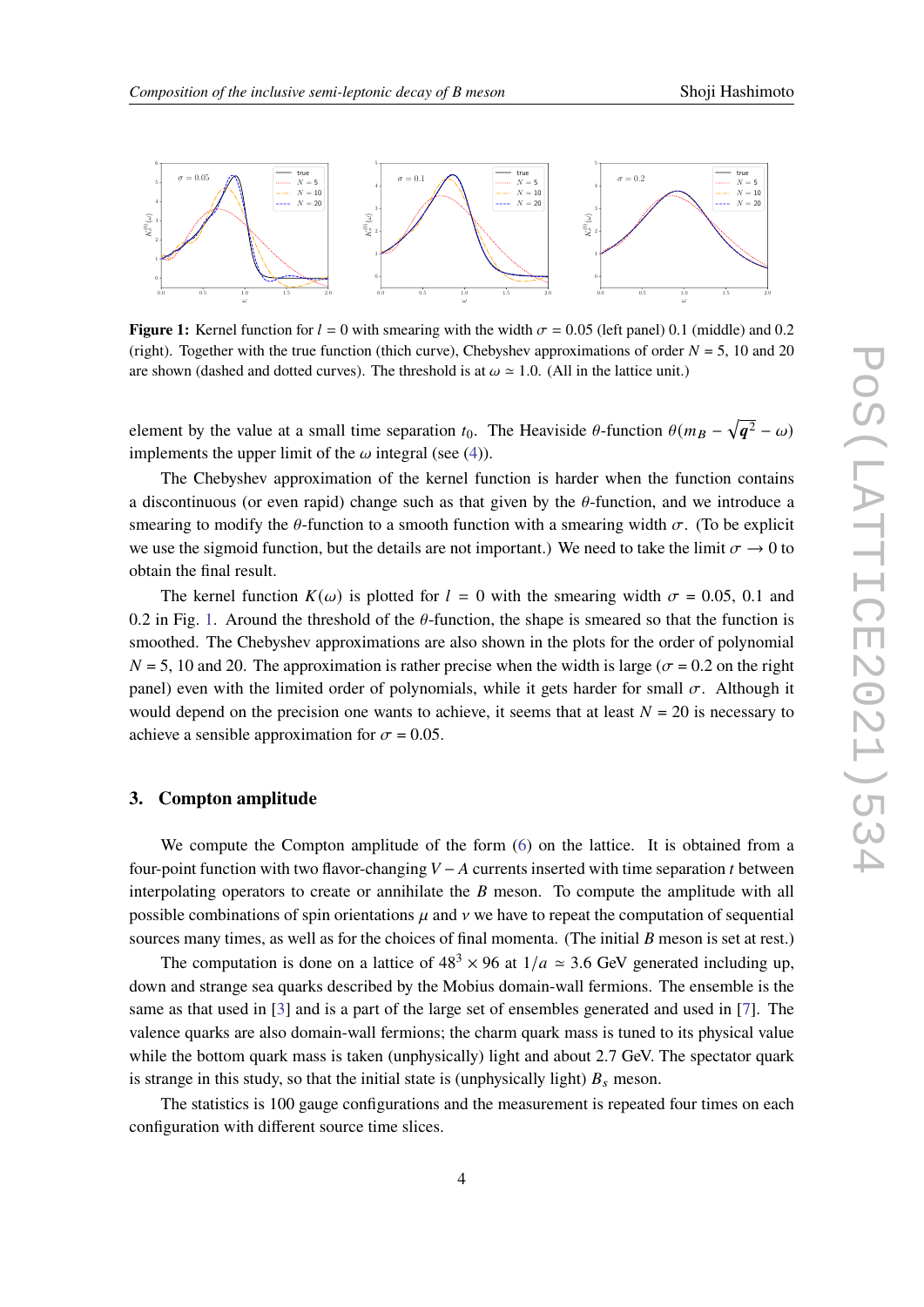**Figure 1:** Kernel function for $l = 0$ with smearing with the width $\sigma = 0.05$ (left panel) 0.1 (middle) and 0.2 (right). Together with the true function (thich curve), Chebyshev approximations of order $N = 5$, 10 and 20 are shown (dashed and dotted curves). The threshold is at $\omega \simeq 1.0$. (All in the lattice unit.)

element by the value at a small time separation $t_0$. The Heaviside $\theta$-function $\theta(m_B - \sqrt{\boldsymbol{q}^2} - \omega)$ implements the upper limit of the $\omega$ integral (see (4)).

The Chebyshev approximation of the kernel function is harder when the function contains a discontinuous (or even rapid) change such as that given by the $\theta$-function, and we introduce a smearing to modify the $\theta$-function to a smooth function with a smearing width $\sigma$. (To be explicit we use the sigmoid function, but the details are not important.) We need to take the limit $\sigma \to 0$ to obtain the final result.

The kernel function $K(\omega)$ is plotted for $l = 0$ with the smearing width $\sigma = 0.05$, 0.1 and 0.2 in Fig. 1. Around the threshold of the $\theta$-function, the shape is smeared so that the function is smoothed. The Chebyshev approximations are also shown in the plots for the order of polynomial $N = 5$, 10 and 20. The approximation is rather precise when the width is large ($\sigma = 0.2$ on the right panel) even with the limited order of polynomials, while it gets harder for small $\sigma$. Although it would depend on the precision one wants to achieve, it seems that at least $N = 20$ is necessary to achieve a sensible approximation for $\sigma = 0.05$.

## 3. Compton amplitude

We compute the Compton amplitude of the form (6) on the lattice. It is obtained from a four-point function with two flavor-changing $V - A$ currents inserted with time separation $t$ between interpolating operators to create or annihilate the $B$ meson. To compute the amplitude with all possible combinations of spin orientations $\mu$ and $\nu$ we have to repeat the computation of sequential sources many times, as well as for the choices of final momenta. (The initial $B$ meson is set at rest.)

The computation is done on a lattice of $48^3 \times 96$ at $1/a \simeq 3.6$ GeV generated including up, down and strange sea quarks described by the Mobius domain-wall fermions. The ensemble is the same as that used in [3] and is a part of the large set of ensembles generated and used in [7]. The valence quarks are also domain-wall fermions; the charm quark mass is tuned to its physical value while the bottom quark mass is taken (unphysically) light and about 2.7 GeV. The spectator quark is strange in this study, so that the initial state is (unphysically light) $B_s$ meson.

The statistics is 100 gauge configurations and the measurement is repeated four times on each configuration with different source time slices.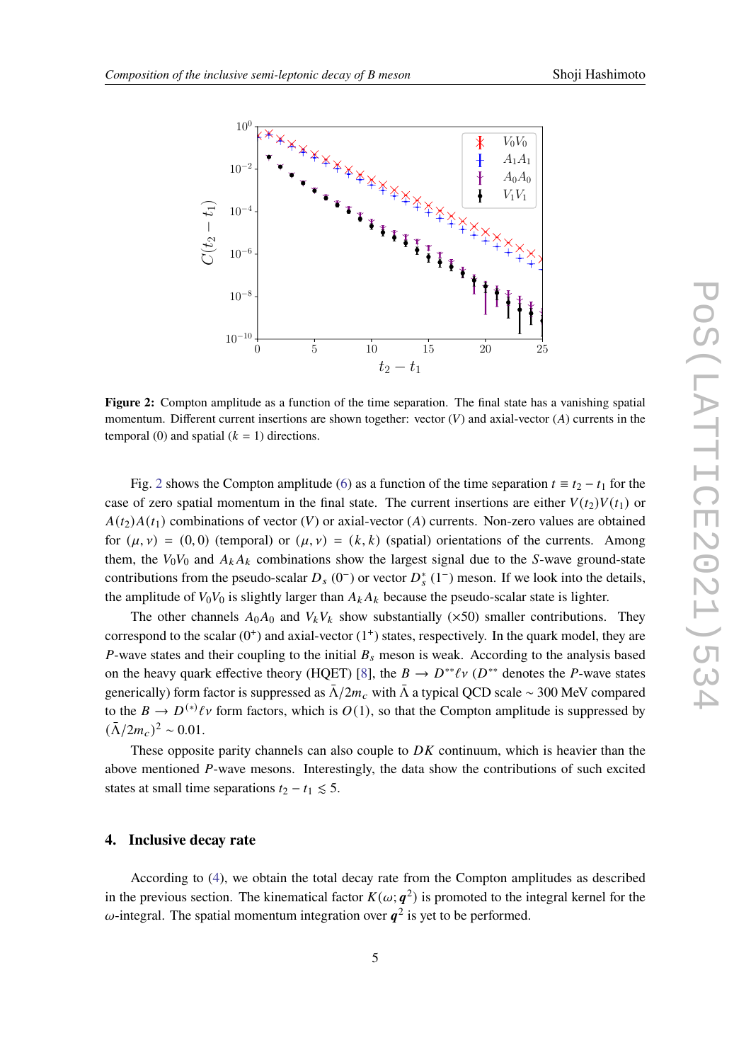**Figure 2:** Compton amplitude as a function of the time separation. The final state has a vanishing spatial momentum. Different current insertions are shown together: vector ($V$) and axial-vector ($A$) currents in the temporal (0) and spatial ($k = 1$) directions.

Fig. 2 shows the Compton amplitude (6) as a function of the time separation $t \equiv t_2 - t_1$ for the case of zero spatial momentum in the final state. The current insertions are either $V(t_2)V(t_1)$ or $A(t_2)A(t_1)$ combinations of vector ($V$) or axial-vector ($A$) currents. Non-zero values are obtained for $(\mu, \nu) = (0, 0)$ (temporal) or $(\mu, \nu) = (k, k)$ (spatial) orientations of the currents. Among them, the $V_0V_0$ and $A_kA_k$ combinations show the largest signal due to the $S$-wave ground-state contributions from the pseudo-scalar $D_s$ ($0^-$) or vector $D_s^*$ ($1^-$) meson. If we look into the details, the amplitude of $V_0V_0$ is slightly larger than $A_kA_k$ because the pseudo-scalar state is lighter.

The other channels $A_0A_0$ and $V_kV_k$ show substantially ($\times 50$) smaller contributions. They correspond to the scalar ($0^+$) and axial-vector ($1^+$) states, respectively. In the quark model, they are $P$-wave states and their coupling to the initial $B_s$ meson is weak. According to the analysis based on the heavy quark effective theory (HQET) [8], the $B \to D^{**}\ell\nu$ ($D^{**}$ denotes the $P$-wave states generically) form factor is suppressed as $\bar{\Lambda}/2m_c$ with $\bar{\Lambda}$ a typical QCD scale $\sim$ 300 MeV compared to the $B \to D^{(*)}\ell\nu$ form factors, which is $O(1)$, so that the Compton amplitude is suppressed by $(\bar{\Lambda}/2m_c)^2 \sim 0.01$.

These opposite parity channels can also couple to $DK$ continuum, which is heavier than the above mentioned $P$-wave mesons. Interestingly, the data show the contributions of such excited states at small time separations $t_2 - t_1 \lesssim 5$.

## 4. Inclusive decay rate

According to (4), we obtain the total decay rate from the Compton amplitudes as described in the previous section. The kinematical factor $K(\omega; \boldsymbol{q}^2)$ is promoted to the integral kernel for the $\omega$-integral. The spatial momentum integration over $\boldsymbol{q}^2$ is yet to be performed.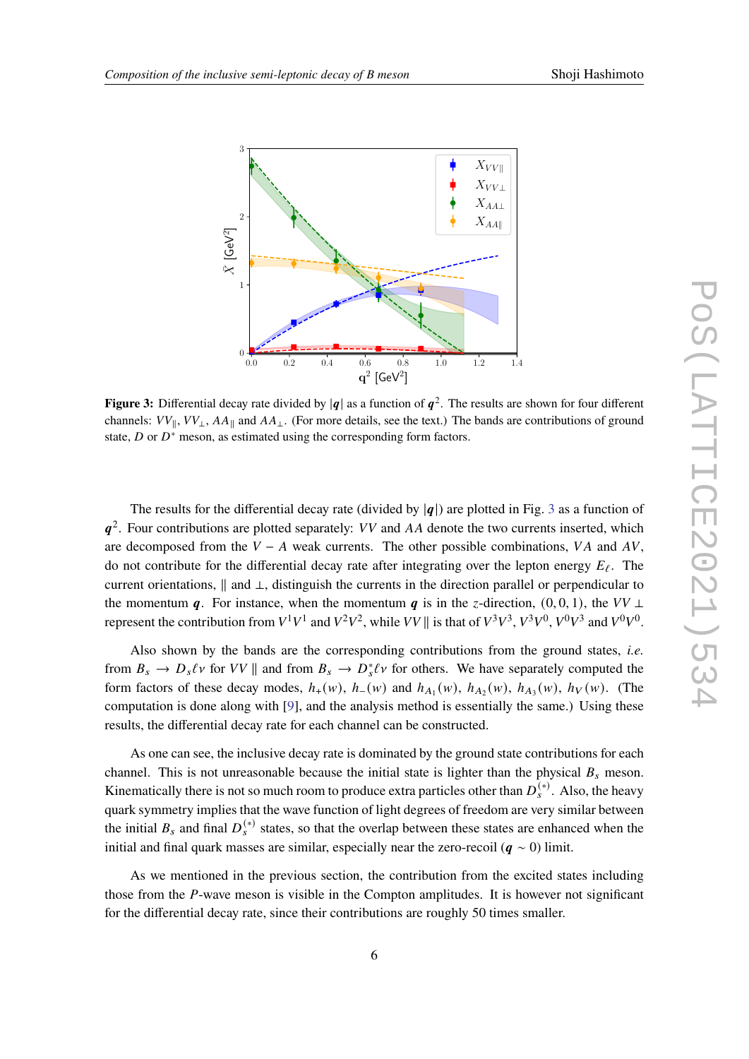**Figure 3:** Differential decay rate divided by $|\boldsymbol{q}|$ as a function of $\boldsymbol{q}^2$. The results are shown for four different channels: $VV_\parallel$, $VV_\perp$, $AA_\parallel$ and $AA_\perp$. (For more details, see the text.) The bands are contributions of ground state, $D$ or $D^*$ meson, as estimated using the corresponding form factors.

The results for the differential decay rate (divided by $|\boldsymbol{q}|$) are plotted in Fig. 3 as a function of $\boldsymbol{q}^2$. Four contributions are plotted separately: $VV$ and $AA$ denote the two currents inserted, which are decomposed from the $V-A$ weak currents. The other possible combinations, $VA$ and $AV$, do not contribute for the differential decay rate after integrating over the lepton energy $E_\ell$. The current orientations, $\parallel$ and $\perp$, distinguish the currents in the direction parallel or perpendicular to the momentum $\boldsymbol{q}$. For instance, when the momentum $\boldsymbol{q}$ is in the $z$-direction, $(0,0,1)$, the $VV\perp$ represent the contribution from $V^1V^1$ and $V^2V^2$, while $VV\parallel$ is that of $V^3V^3$, $V^3V^0$, $V^0V^3$ and $V^0V^0$.

Also shown by the bands are the corresponding contributions from the ground states, *i.e.* from $B_s \to D_s\ell\nu$ for $VV\parallel$ and from $B_s \to D_s^*\ell\nu$ for others. We have separately computed the form factors of these decay modes, $h_+(w)$, $h_-(w)$ and $h_{A_1}(w)$, $h_{A_2}(w)$, $h_{A_3}(w)$, $h_V(w)$. (The computation is done along with [9], and the analysis method is essentially the same.) Using these results, the differential decay rate for each channel can be constructed.

As one can see, the inclusive decay rate is dominated by the ground state contributions for each channel. This is not unreasonable because the initial state is lighter than the physical $B_s$ meson. Kinematically there is not so much room to produce extra particles other than $D_s^{(*)}$. Also, the heavy quark symmetry implies that the wave function of light degrees of freedom are very similar between the initial $B_s$ and final $D_s^{(*)}$ states, so that the overlap between these states are enhanced when the initial and final quark masses are similar, especially near the zero-recoil ($\boldsymbol{q}\sim 0$) limit.

As we mentioned in the previous section, the contribution from the excited states including those from the $P$-wave meson is visible in the Compton amplitudes. It is however not significant for the differential decay rate, since their contributions are roughly 50 times smaller.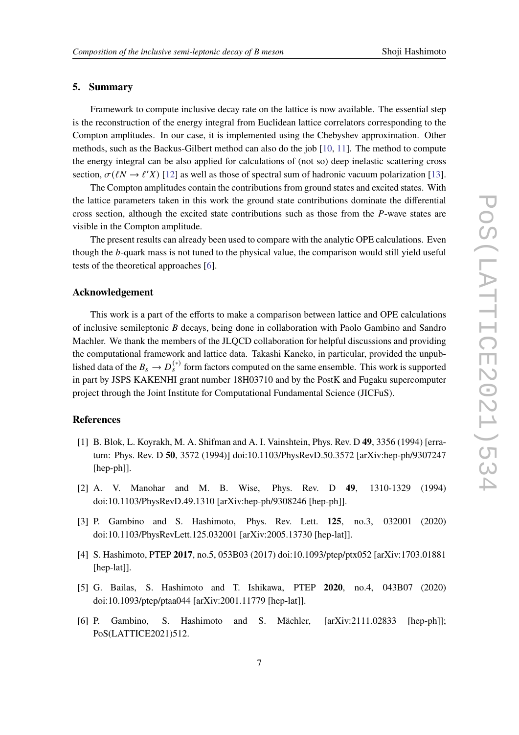## 5. Summary

Framework to compute inclusive decay rate on the lattice is now available. The essential step is the reconstruction of the energy integral from Euclidean lattice correlators corresponding to the Compton amplitudes. In our case, it is implemented using the Chebyshev approximation. Other methods, such as the Backus-Gilbert method can also do the job [10, 11]. The method to compute the energy integral can be also applied for calculations of (not so) deep inelastic scattering cross section, $\sigma(\ell N \to \ell' X)$ [12] as well as those of spectral sum of hadronic vacuum polarization [13].

The Compton amplitudes contain the contributions from ground states and excited states. With the lattice parameters taken in this work the ground state contributions dominate the differential cross section, although the excited state contributions such as those from the $P$-wave states are visible in the Compton amplitude.

The present results can already been used to compare with the analytic OPE calculations. Even though the $b$-quark mass is not tuned to the physical value, the comparison would still yield useful tests of the theoretical approaches [6].

### Acknowledgement

This work is a part of the efforts to make a comparison between lattice and OPE calculations of inclusive semileptonic $B$ decays, being done in collaboration with Paolo Gambino and Sandro Machler. We thank the members of the JLQCD collaboration for helpful discussions and providing the computational framework and lattice data. Takashi Kaneko, in particular, provided the unpublished data of the $B_s \to D_s^{(*)}$ form factors computed on the same ensemble. This work is supported in part by JSPS KAKENHI grant number 18H03710 and by the PostK and Fugaku supercomputer project through the Joint Institute for Computational Fundamental Science (JICFuS).

### References

[1] B. Blok, L. Koyrakh, M. A. Shifman and A. I. Vainshtein, Phys. Rev. D **49**, 3356 (1994) [erratum: Phys. Rev. D **50**, 3572 (1994)] doi:10.1103/PhysRevD.50.3572 [arXiv:hep-ph/9307247 [hep-ph]].

[2] A. V. Manohar and M. B. Wise, Phys. Rev. D **49**, 1310-1329 (1994) doi:10.1103/PhysRevD.49.1310 [arXiv:hep-ph/9308246 [hep-ph]].

[3] P. Gambino and S. Hashimoto, Phys. Rev. Lett. **125**, no.3, 032001 (2020) doi:10.1103/PhysRevLett.125.032001 [arXiv:2005.13730 [hep-lat]].

[4] S. Hashimoto, PTEP **2017**, no.5, 053B03 (2017) doi:10.1093/ptep/ptx052 [arXiv:1703.01881 [hep-lat]].

[5] G. Bailas, S. Hashimoto and T. Ishikawa, PTEP **2020**, no.4, 043B07 (2020) doi:10.1093/ptep/ptaa044 [arXiv:2001.11779 [hep-lat]].

[6] P. Gambino, S. Hashimoto and S. Mächler, [arXiv:2111.02833 [hep-ph]]; PoS(LATTICE2021)512.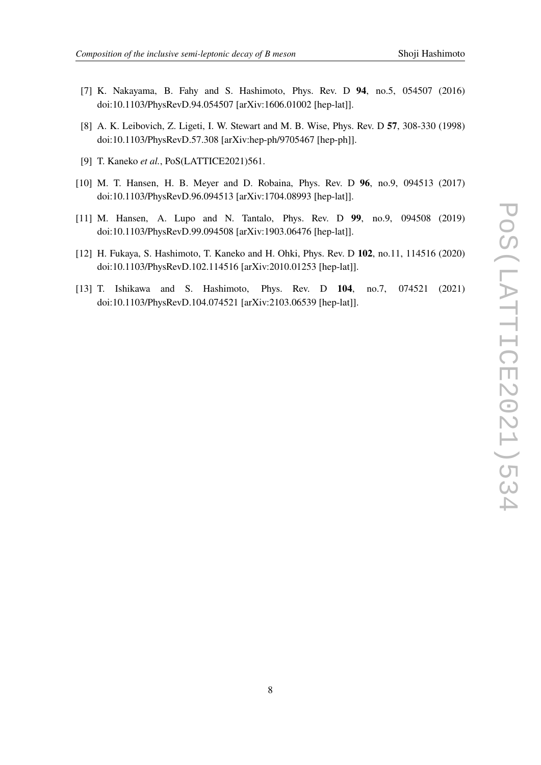[7] K. Nakayama, B. Fahy and S. Hashimoto, Phys. Rev. D **94**, no.5, 054507 (2016) doi:10.1103/PhysRevD.94.054507 [arXiv:1606.01002 [hep-lat]].

[8] A. K. Leibovich, Z. Ligeti, I. W. Stewart and M. B. Wise, Phys. Rev. D **57**, 308-330 (1998) doi:10.1103/PhysRevD.57.308 [arXiv:hep-ph/9705467 [hep-ph]].

[9] T. Kaneko *et al.*, PoS(LATTICE2021)561.

[10] M. T. Hansen, H. B. Meyer and D. Robaina, Phys. Rev. D **96**, no.9, 094513 (2017) doi:10.1103/PhysRevD.96.094513 [arXiv:1704.08993 [hep-lat]].

[11] M. Hansen, A. Lupo and N. Tantalo, Phys. Rev. D **99**, no.9, 094508 (2019) doi:10.1103/PhysRevD.99.094508 [arXiv:1903.06476 [hep-lat]].

[12] H. Fukaya, S. Hashimoto, T. Kaneko and H. Ohki, Phys. Rev. D **102**, no.11, 114516 (2020) doi:10.1103/PhysRevD.102.114516 [arXiv:2010.01253 [hep-lat]].

[13] T. Ishikawa and S. Hashimoto, Phys. Rev. D **104**, no.7, 074521 (2021) doi:10.1103/PhysRevD.104.074521 [arXiv:2103.06539 [hep-lat]].